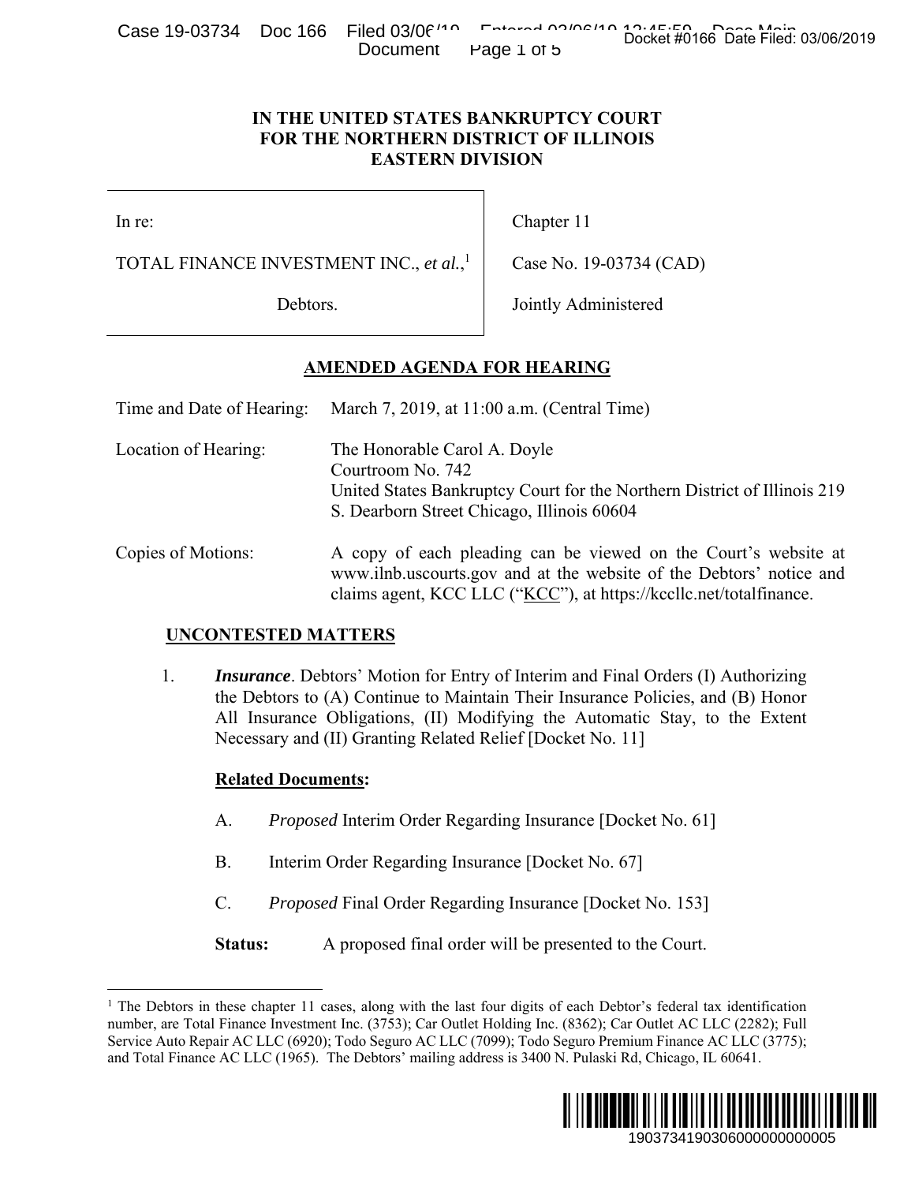**IN THE UNITED STATES BANKRUPTCY COURT**
**FOR THE NORTHERN DISTRICT OF ILLINOIS**
**EASTERN DIVISION**

| | |
|---|---|
| In re: | Chapter 11 |
| TOTAL FINANCE INVESTMENT INC., *et al.*,[1] | Case No. 19-03734 (CAD) |
| Debtors. | Jointly Administered |

## AMENDED AGENDA FOR HEARING

| | |
|---|---|
| Time and Date of Hearing: | March 7, 2019, at 11:00 a.m. (Central Time) |
| Location of Hearing: | The Honorable Carol A. Doyle<br>Courtroom No. 742<br>United States Bankruptcy Court for the Northern District of Illinois 219 S. Dearborn Street Chicago, Illinois 60604 |
| Copies of Motions: | A copy of each pleading can be viewed on the Court's website at www.ilnb.uscourts.gov and at the website of the Debtors' notice and claims agent, KCC LLC ("KCC"), at https://kccllc.net/totalfinance. |

### UNCONTESTED MATTERS

1. ***Insurance***. Debtors' Motion for Entry of Interim and Final Orders (I) Authorizing the Debtors to (A) Continue to Maintain Their Insurance Policies, and (B) Honor All Insurance Obligations, (II) Modifying the Automatic Stay, to the Extent Necessary and (II) Granting Related Relief [Docket No. 11]

   **Related Documents:**

   A. *Proposed* Interim Order Regarding Insurance [Docket No. 61]

   B. Interim Order Regarding Insurance [Docket No. 67]

   C. *Proposed* Final Order Regarding Insurance [Docket No. 153]

   **Status:** A proposed final order will be presented to the Court.

---

[1] The Debtors in these chapter 11 cases, along with the last four digits of each Debtor's federal tax identification number, are Total Finance Investment Inc. (3753); Car Outlet Holding Inc. (8362); Car Outlet AC LLC (2282); Full Service Auto Repair AC LLC (6920); Todo Seguro AC LLC (7099); Todo Seguro Premium Finance AC LLC (3775); and Total Finance AC LLC (1965). The Debtors' mailing address is 3400 N. Pulaski Rd, Chicago, IL 60641.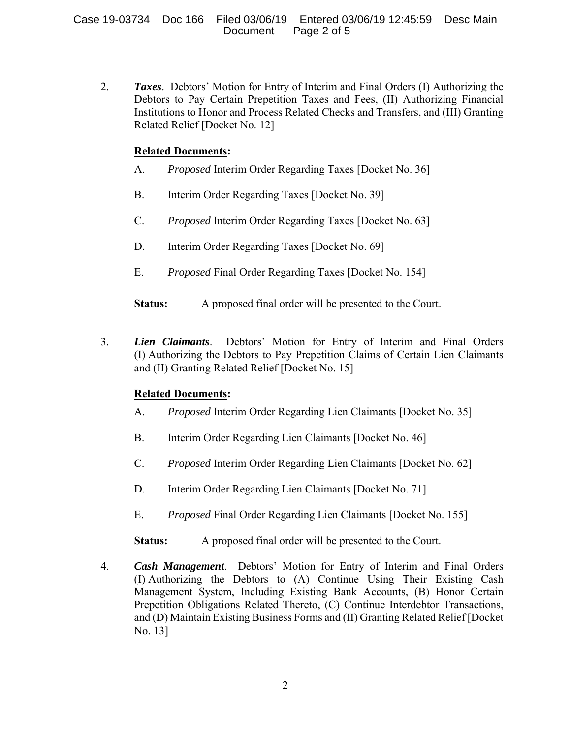2. ***Taxes***. Debtors' Motion for Entry of Interim and Final Orders (I) Authorizing the Debtors to Pay Certain Prepetition Taxes and Fees, (II) Authorizing Financial Institutions to Honor and Process Related Checks and Transfers, and (III) Granting Related Relief [Docket No. 12]

   **Related Documents:**

   A. *Proposed* Interim Order Regarding Taxes [Docket No. 36]

   B. Interim Order Regarding Taxes [Docket No. 39]

   C. *Proposed* Interim Order Regarding Taxes [Docket No. 63]

   D. Interim Order Regarding Taxes [Docket No. 69]

   E. *Proposed* Final Order Regarding Taxes [Docket No. 154]

   **Status:** A proposed final order will be presented to the Court.

3. ***Lien Claimants***. Debtors' Motion for Entry of Interim and Final Orders (I) Authorizing the Debtors to Pay Prepetition Claims of Certain Lien Claimants and (II) Granting Related Relief [Docket No. 15]

   **Related Documents:**

   A. *Proposed* Interim Order Regarding Lien Claimants [Docket No. 35]

   B. Interim Order Regarding Lien Claimants [Docket No. 46]

   C. *Proposed* Interim Order Regarding Lien Claimants [Docket No. 62]

   D. Interim Order Regarding Lien Claimants [Docket No. 71]

   E. *Proposed* Final Order Regarding Lien Claimants [Docket No. 155]

   **Status:** A proposed final order will be presented to the Court.

4. ***Cash Management***. Debtors' Motion for Entry of Interim and Final Orders (I) Authorizing the Debtors to (A) Continue Using Their Existing Cash Management System, Including Existing Bank Accounts, (B) Honor Certain Prepetition Obligations Related Thereto, (C) Continue Interdebtor Transactions, and (D) Maintain Existing Business Forms and (II) Granting Related Relief [Docket No. 13]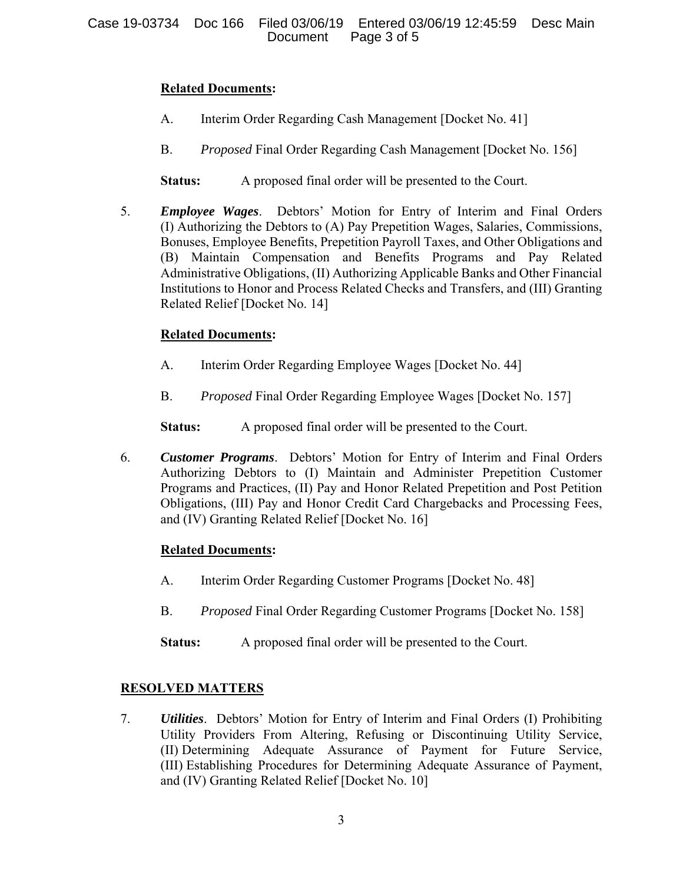**Related Documents:**

A. Interim Order Regarding Cash Management [Docket No. 41]

B. *Proposed* Final Order Regarding Cash Management [Docket No. 156]

**Status:** A proposed final order will be presented to the Court.

5. ***Employee Wages***. Debtors' Motion for Entry of Interim and Final Orders (I) Authorizing the Debtors to (A) Pay Prepetition Wages, Salaries, Commissions, Bonuses, Employee Benefits, Prepetition Payroll Taxes, and Other Obligations and (B) Maintain Compensation and Benefits Programs and Pay Related Administrative Obligations, (II) Authorizing Applicable Banks and Other Financial Institutions to Honor and Process Related Checks and Transfers, and (III) Granting Related Relief [Docket No. 14]

**Related Documents:**

A. Interim Order Regarding Employee Wages [Docket No. 44]

B. *Proposed* Final Order Regarding Employee Wages [Docket No. 157]

**Status:** A proposed final order will be presented to the Court.

6. ***Customer Programs***. Debtors' Motion for Entry of Interim and Final Orders Authorizing Debtors to (I) Maintain and Administer Prepetition Customer Programs and Practices, (II) Pay and Honor Related Prepetition and Post Petition Obligations, (III) Pay and Honor Credit Card Chargebacks and Processing Fees, and (IV) Granting Related Relief [Docket No. 16]

**Related Documents:**

A. Interim Order Regarding Customer Programs [Docket No. 48]

B. *Proposed* Final Order Regarding Customer Programs [Docket No. 158]

**Status:** A proposed final order will be presented to the Court.

## RESOLVED MATTERS

7. ***Utilities***. Debtors' Motion for Entry of Interim and Final Orders (I) Prohibiting Utility Providers From Altering, Refusing or Discontinuing Utility Service, (II) Determining Adequate Assurance of Payment for Future Service, (III) Establishing Procedures for Determining Adequate Assurance of Payment, and (IV) Granting Related Relief [Docket No. 10]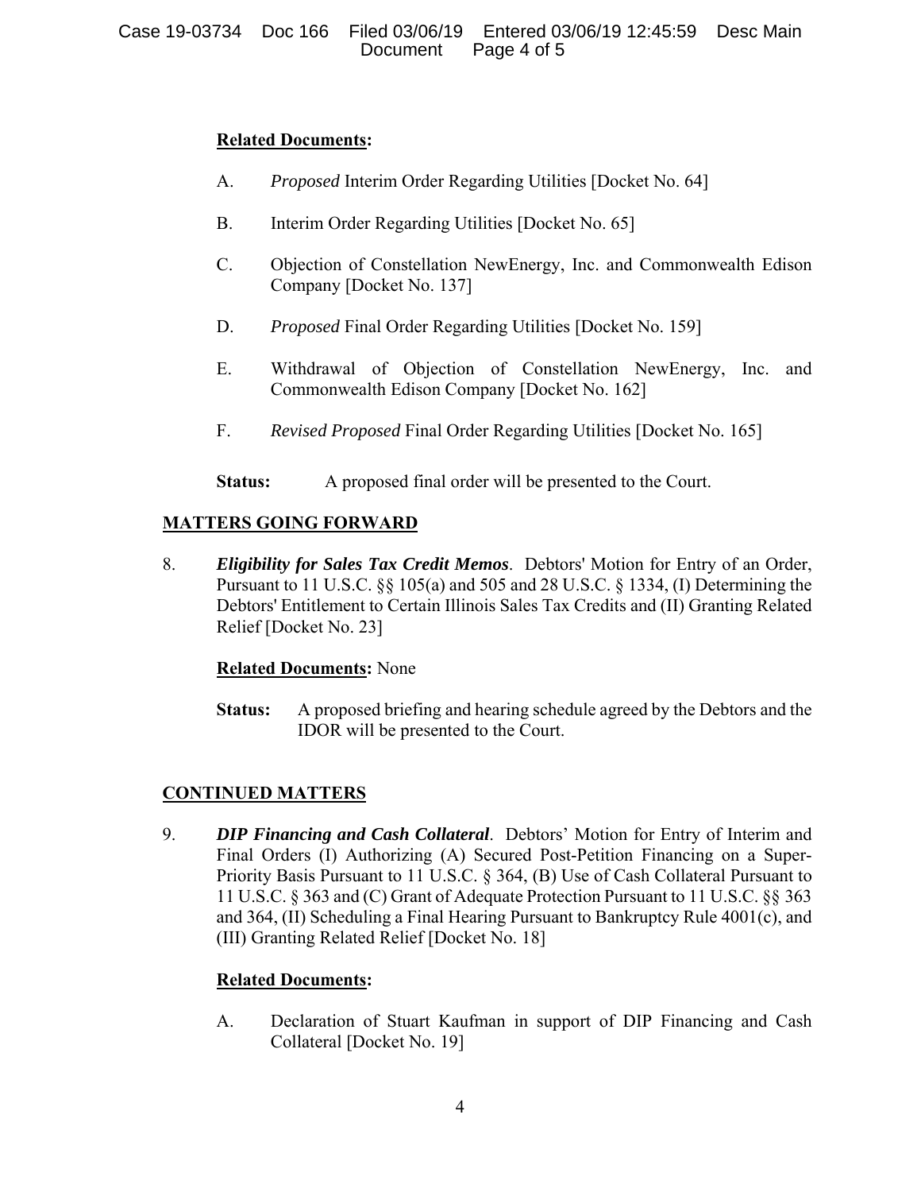**Related Documents:**

A. *Proposed* Interim Order Regarding Utilities [Docket No. 64]

B. Interim Order Regarding Utilities [Docket No. 65]

C. Objection of Constellation NewEnergy, Inc. and Commonwealth Edison Company [Docket No. 137]

D. *Proposed* Final Order Regarding Utilities [Docket No. 159]

E. Withdrawal of Objection of Constellation NewEnergy, Inc. and Commonwealth Edison Company [Docket No. 162]

F. *Revised Proposed* Final Order Regarding Utilities [Docket No. 165]

**Status:** A proposed final order will be presented to the Court.

## MATTERS GOING FORWARD

8. ***Eligibility for Sales Tax Credit Memos***. Debtors' Motion for Entry of an Order, Pursuant to 11 U.S.C. §§ 105(a) and 505 and 28 U.S.C. § 1334, (I) Determining the Debtors' Entitlement to Certain Illinois Sales Tax Credits and (II) Granting Related Relief [Docket No. 23]

**Related Documents:** None

**Status:** A proposed briefing and hearing schedule agreed by the Debtors and the IDOR will be presented to the Court.

## CONTINUED MATTERS

9. ***DIP Financing and Cash Collateral***. Debtors' Motion for Entry of Interim and Final Orders (I) Authorizing (A) Secured Post-Petition Financing on a Super-Priority Basis Pursuant to 11 U.S.C. § 364, (B) Use of Cash Collateral Pursuant to 11 U.S.C. § 363 and (C) Grant of Adequate Protection Pursuant to 11 U.S.C. §§ 363 and 364, (II) Scheduling a Final Hearing Pursuant to Bankruptcy Rule 4001(c), and (III) Granting Related Relief [Docket No. 18]

**Related Documents:**

A. Declaration of Stuart Kaufman in support of DIP Financing and Cash Collateral [Docket No. 19]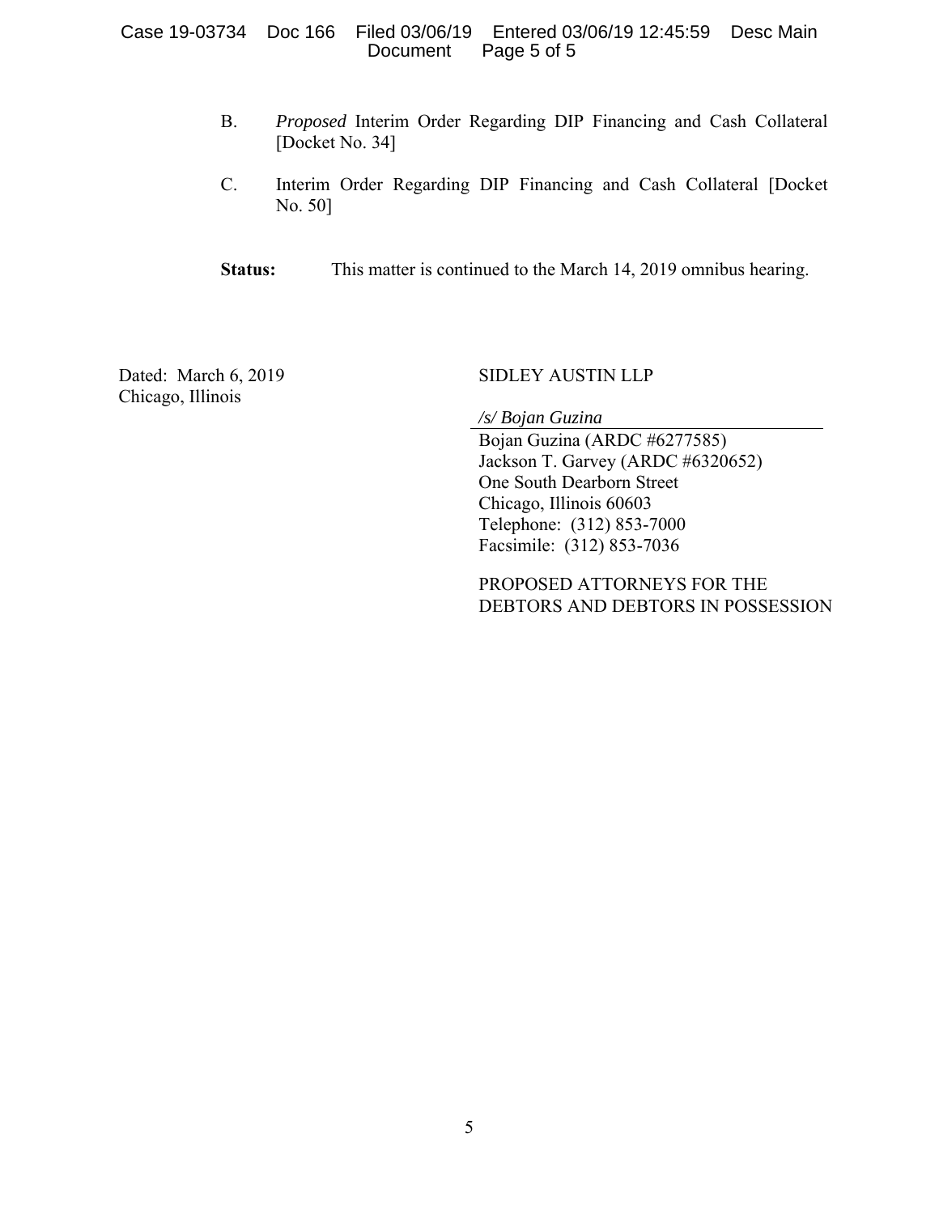B. *Proposed* Interim Order Regarding DIP Financing and Cash Collateral [Docket No. 34]

C. Interim Order Regarding DIP Financing and Cash Collateral [Docket No. 50]

**Status:** This matter is continued to the March 14, 2019 omnibus hearing.

Dated: March 6, 2019
Chicago, Illinois

SIDLEY AUSTIN LLP

*/s/ Bojan Guzina*
Bojan Guzina (ARDC #6277585)
Jackson T. Garvey (ARDC #6320652)
One South Dearborn Street
Chicago, Illinois 60603
Telephone: (312) 853-7000
Facsimile: (312) 853-7036

PROPOSED ATTORNEYS FOR THE DEBTORS AND DEBTORS IN POSSESSION